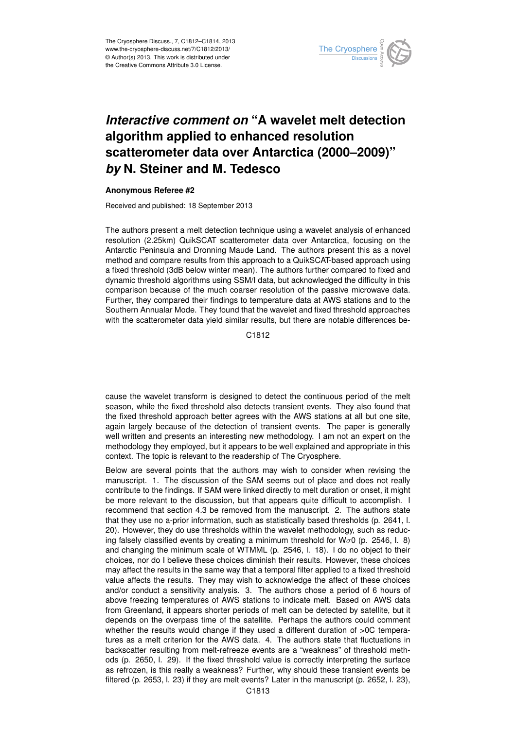# *Interactive comment on* "A wavelet melt detection algorithm applied to enhanced resolution scatterometer data over Antarctica (2000–2009)" *by* N. Steiner and M. Tedesco

**Anonymous Referee #2**

Received and published: 18 September 2013

The authors present a melt detection technique using a wavelet analysis of enhanced resolution (2.25km) QuikSCAT scatterometer data over Antarctica, focusing on the Antarctic Peninsula and Dronning Maude Land. The authors present this as a novel method and compare results from this approach to a QuikSCAT-based approach using a fixed threshold (3dB below winter mean). The authors further compared to fixed and dynamic threshold algorithms using SSM/I data, but acknowledged the difficulty in this comparison because of the much coarser resolution of the passive microwave data. Further, they compared their findings to temperature data at AWS stations and to the Southern Annualar Mode. They found that the wavelet and fixed threshold approaches with the scatterometer data yield similar results, but there are notable differences because the wavelet transform is designed to detect the continuous period of the melt season, while the fixed threshold also detects transient events. They also found that the fixed threshold approach better agrees with the AWS stations at all but one site, again largely because of the detection of transient events. The paper is generally well written and presents an interesting new methodology. I am not an expert on the methodology they employed, but it appears to be well explained and appropriate in this context. The topic is relevant to the readership of The Cryosphere.

Below are several points that the authors may wish to consider when revising the manuscript. 1. The discussion of the SAM seems out of place and does not really contribute to the findings. If SAM were linked directly to melt duration or onset, it might be more relevant to the discussion, but that appears quite difficult to accomplish. I recommend that section 4.3 be removed from the manuscript. 2. The authors state that they use no a-prior information, such as statistically based thresholds (p. 2641, l. 20). However, they do use thresholds within the wavelet methodology, such as reducing falsely classified events by creating a minimum threshold for $W\sigma0$ (p. 2546, l. 8) and changing the minimum scale of WTMML (p. 2546, l. 18). I do no object to their choices, nor do I believe these choices diminish their results. However, these choices may affect the results in the same way that a temporal filter applied to a fixed threshold value affects the results. They may wish to acknowledge the affect of these choices and/or conduct a sensitivity analysis. 3. The authors chose a period of 6 hours of above freezing temperatures of AWS stations to indicate melt. Based on AWS data from Greenland, it appears shorter periods of melt can be detected by satellite, but it depends on the overpass time of the satellite. Perhaps the authors could comment whether the results would change if they used a different duration of >0C temperatures as a melt criterion for the AWS data. 4. The authors state that fluctuations in backscatter resulting from melt-refreeze events are a "weakness" of threshold methods (p. 2650, l. 29). If the fixed threshold value is correctly interpreting the surface as refrozen, is this really a weakness? Further, why should these transient events be filtered (p. 2653, l. 23) if they are melt events? Later in the manuscript (p. 2652, l. 23),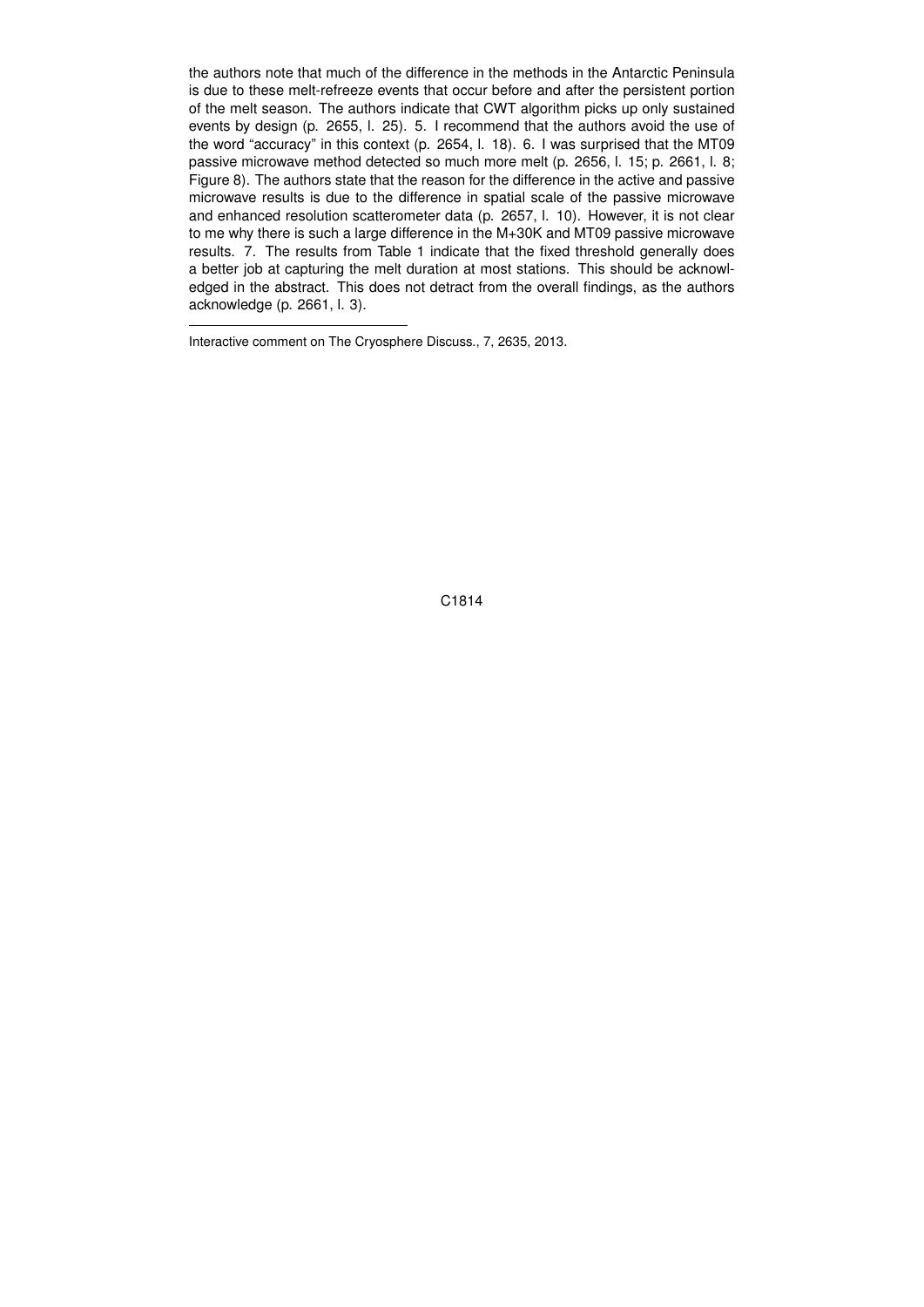the authors note that much of the difference in the methods in the Antarctic Peninsula is due to these melt-refreeze events that occur before and after the persistent portion of the melt season. The authors indicate that CWT algorithm picks up only sustained events by design (p. 2655, l. 25). 5. I recommend that the authors avoid the use of the word "accuracy" in this context (p. 2654, l. 18). 6. I was surprised that the MT09 passive microwave method detected so much more melt (p. 2656, l. 15; p. 2661, l. 8; Figure 8). The authors state that the reason for the difference in the active and passive microwave results is due to the difference in spatial scale of the passive microwave and enhanced resolution scatterometer data (p. 2657, l. 10). However, it is not clear to me why there is such a large difference in the M+30K and MT09 passive microwave results. 7. The results from Table 1 indicate that the fixed threshold generally does a better job at capturing the melt duration at most stations. This should be acknowledged in the abstract. This does not detract from the overall findings, as the authors acknowledge (p. 2661, l. 3).

---

Interactive comment on The Cryosphere Discuss., 7, 2635, 2013.